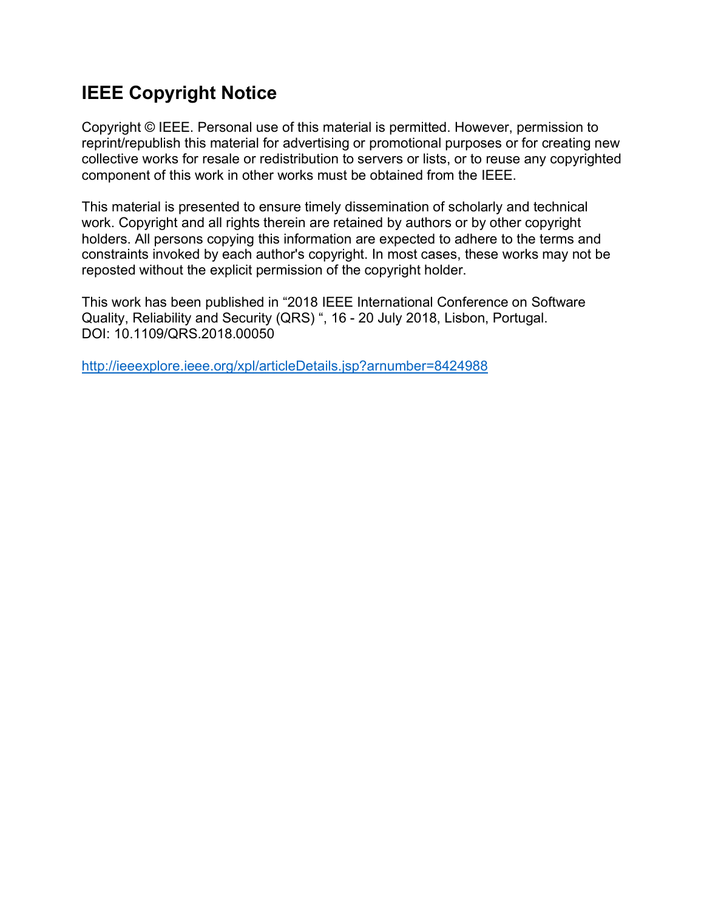# IEEE Copyright Notice

Copyright © IEEE. Personal use of this material is permitted. However, permission to reprint/republish this material for advertising or promotional purposes or for creating new collective works for resale or redistribution to servers or lists, or to reuse any copyrighted component of this work in other works must be obtained from the IEEE.

This material is presented to ensure timely dissemination of scholarly and technical work. Copyright and all rights therein are retained by authors or by other copyright holders. All persons copying this information are expected to adhere to the terms and constraints invoked by each author's copyright. In most cases, these works may not be reposted without the explicit permission of the copyright holder.

This work has been published in "2018 IEEE International Conference on Software Quality, Reliability and Security (QRS) ", 16 - 20 July 2018, Lisbon, Portugal.
DOI: 10.1109/QRS.2018.00050

http://ieeexplore.ieee.org/xpl/articleDetails.jsp?arnumber=8424988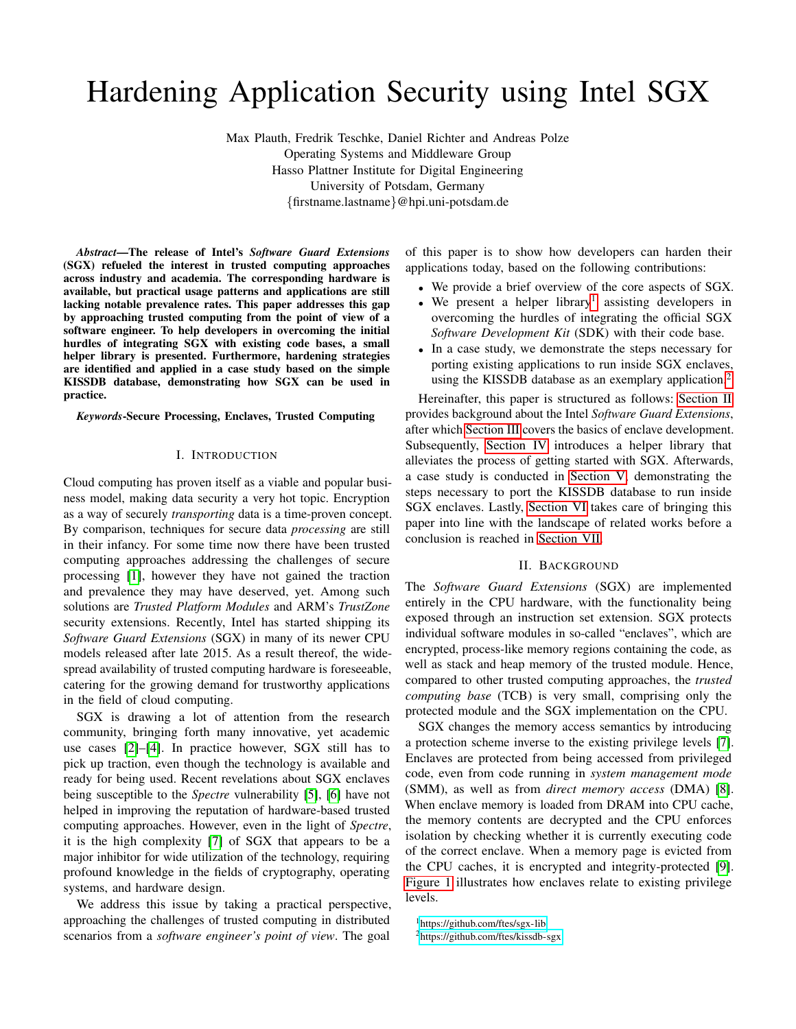# Hardening Application Security using Intel SGX

Max Plauth, Fredrik Teschke, Daniel Richter and Andreas Polze
Operating Systems and Middleware Group
Hasso Plattner Institute for Digital Engineering
University of Potsdam, Germany
{firstname.lastname}@hpi.uni-potsdam.de

***Abstract*—The release of Intel's *Software Guard Extensions* (SGX) refueled the interest in trusted computing approaches across industry and academia. The corresponding hardware is available, but practical usage patterns and applications are still lacking notable prevalence rates. This paper addresses this gap by approaching trusted computing from the point of view of a software engineer. To help developers in overcoming the initial hurdles of integrating SGX with existing code bases, a small helper library is presented. Furthermore, hardening strategies are identified and applied in a case study based on the simple KISSDB database, demonstrating how SGX can be used in practice.**

***Keywords*-Secure Processing, Enclaves, Trusted Computing**

## I. Introduction

Cloud computing has proven itself as a viable and popular business model, making data security a very hot topic. Encryption as a way of securely *transporting* data is a time-proven concept. By comparison, techniques for secure data *processing* are still in their infancy. For some time now there have been trusted computing approaches addressing the challenges of secure processing [1], however they have not gained the traction and prevalence they may have deserved, yet. Among such solutions are *Trusted Platform Modules* and ARM's *TrustZone* security extensions. Recently, Intel has started shipping its *Software Guard Extensions* (SGX) in many of its newer CPU models released after late 2015. As a result thereof, the widespread availability of trusted computing hardware is foreseeable, catering for the growing demand for trustworthy applications in the field of cloud computing.

SGX is drawing a lot of attention from the research community, bringing forth many innovative, yet academic use cases [2]–[4]. In practice however, SGX still has to pick up traction, even though the technology is available and ready for being used. Recent revelations about SGX enclaves being susceptible to the *Spectre* vulnerability [5], [6] have not helped in improving the reputation of hardware-based trusted computing approaches. However, even in the light of *Spectre*, it is the high complexity [7] of SGX that appears to be a major inhibitor for wide utilization of the technology, requiring profound knowledge in the fields of cryptography, operating systems, and hardware design.

We address this issue by taking a practical perspective, approaching the challenges of trusted computing in distributed scenarios from a *software engineer's point of view*. The goal of this paper is to show how developers can harden their applications today, based on the following contributions:

- We provide a brief overview of the core aspects of SGX.
- We present a helper library[1] assisting developers in overcoming the hurdles of integrating the official SGX *Software Development Kit* (SDK) with their code base.
- In a case study, we demonstrate the steps necessary for porting existing applications to run inside SGX enclaves, using the KISSDB database as an exemplary application.[2]

Hereinafter, this paper is structured as follows: Section II provides background about the Intel *Software Guard Extensions*, after which Section III covers the basics of enclave development. Subsequently, Section IV introduces a helper library that alleviates the process of getting started with SGX. Afterwards, a case study is conducted in Section V, demonstrating the steps necessary to port the KISSDB database to run inside SGX enclaves. Lastly, Section VI takes care of bringing this paper into line with the landscape of related works before a conclusion is reached in Section VII.

## II. Background

The *Software Guard Extensions* (SGX) are implemented entirely in the CPU hardware, with the functionality being exposed through an instruction set extension. SGX protects individual software modules in so-called "enclaves", which are encrypted, process-like memory regions containing the code, as well as stack and heap memory of the trusted module. Hence, compared to other trusted computing approaches, the *trusted computing base* (TCB) is very small, comprising only the protected module and the SGX implementation on the CPU.

SGX changes the memory access semantics by introducing a protection scheme inverse to the existing privilege levels [7]. Enclaves are protected from being accessed from privileged code, even from code running in *system management mode* (SMM), as well as from *direct memory access* (DMA) [8]. When enclave memory is loaded from DRAM into CPU cache, the memory contents are decrypted and the CPU enforces isolation by checking whether it is currently executing code of the correct enclave. When a memory page is evicted from the CPU caches, it is encrypted and integrity-protected [9]. Figure 1 illustrates how enclaves relate to existing privilege levels.

[1] https://github.com/ftes/sgx-lib

[2] https://github.com/ftes/kissdb-sgx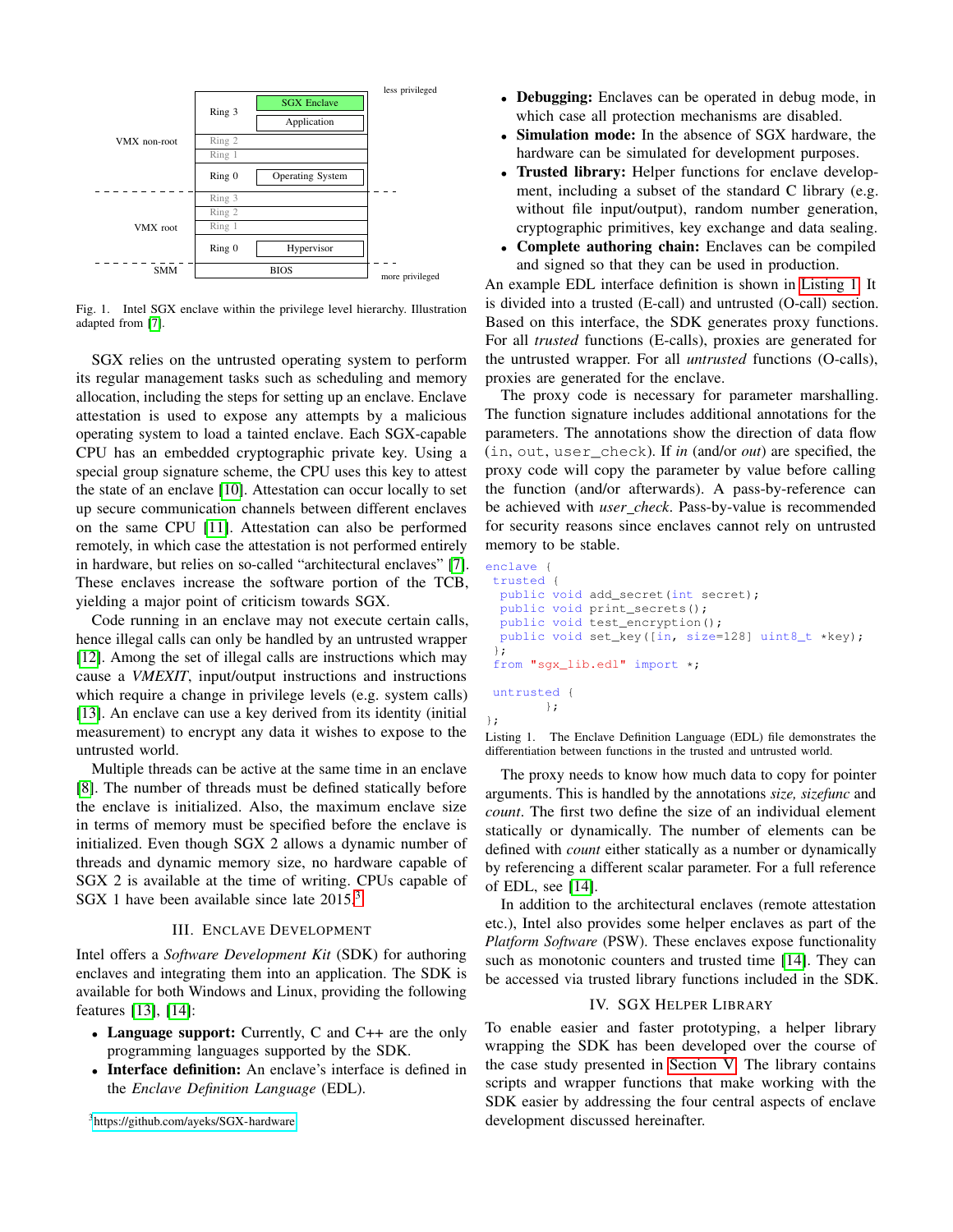Fig. 1. Intel SGX enclave within the privilege level hierarchy. Illustration adapted from [7].

SGX relies on the untrusted operating system to perform its regular management tasks such as scheduling and memory allocation, including the steps for setting up an enclave. Enclave attestation is used to expose any attempts by a malicious operating system to load a tainted enclave. Each SGX-capable CPU has an embedded cryptographic private key. Using a special group signature scheme, the CPU uses this key to attest the state of an enclave [10]. Attestation can occur locally to set up secure communication channels between different enclaves on the same CPU [11]. Attestation can also be performed remotely, in which case the attestation is not performed entirely in hardware, but relies on so-called "architectural enclaves" [7]. These enclaves increase the software portion of the TCB, yielding a major point of criticism towards SGX.

Code running in an enclave may not execute certain calls, hence illegal calls can only be handled by an untrusted wrapper [12]. Among the set of illegal calls are instructions which may cause a *VMEXIT*, input/output instructions and instructions which require a change in privilege levels (e.g. system calls) [13]. An enclave can use a key derived from its identity (initial measurement) to encrypt any data it wishes to expose to the untrusted world.

Multiple threads can be active at the same time in an enclave [8]. The number of threads must be defined statically before the enclave is initialized. Also, the maximum enclave size in terms of memory must be specified before the enclave is initialized. Even though SGX 2 allows a dynamic number of threads and dynamic memory size, no hardware capable of SGX 2 is available at the time of writing. CPUs capable of SGX 1 have been available since late 2015.[3]

## III. Enclave Development

Intel offers a *Software Development Kit* (SDK) for authoring enclaves and integrating them into an application. The SDK is available for both Windows and Linux, providing the following features [13], [14]:

- **Language support:** Currently, C and C++ are the only programming languages supported by the SDK.
- **Interface definition:** An enclave's interface is defined in the *Enclave Definition Language* (EDL).
- **Debugging:** Enclaves can be operated in debug mode, in which case all protection mechanisms are disabled.
- **Simulation mode:** In the absence of SGX hardware, the hardware can be simulated for development purposes.
- **Trusted library:** Helper functions for enclave development, including a subset of the standard C library (e.g. without file input/output), random number generation, cryptographic primitives, key exchange and data sealing.
- **Complete authoring chain:** Enclaves can be compiled and signed so that they can be used in production.

An example EDL interface definition is shown in Listing 1. It is divided into a trusted (E-call) and untrusted (O-call) section. Based on this interface, the SDK generates proxy functions. For all *trusted* functions (E-calls), proxies are generated for the untrusted wrapper. For all *untrusted* functions (O-calls), proxies are generated for the enclave.

The proxy code is necessary for parameter marshalling. The function signature includes additional annotations for the parameters. The annotations show the direction of data flow (in, out, user_check). If *in* (and/or *out*) are specified, the proxy code will copy the parameter by value before calling the function (and/or afterwards). A pass-by-reference can be achieved with *user_check*. Pass-by-value is recommended for security reasons since enclaves cannot rely on untrusted memory to be stable.

```
enclave {
 trusted {
  public void add_secret(int secret);
  public void print_secrets();
  public void test_encryption();
  public void set_key([in, size=128] uint8_t *key);
 };
 from "sgx_lib.edl" import *;

 untrusted {
        };
};
```

Listing 1. The Enclave Definition Language (EDL) file demonstrates the differentiation between functions in the trusted and untrusted world.

The proxy needs to know how much data to copy for pointer arguments. This is handled by the annotations *size, sizefunc* and *count*. The first two define the size of an individual element statically or dynamically. The number of elements can be defined with *count* either statically as a number or dynamically by referencing a different scalar parameter. For a full reference of EDL, see [14].

In addition to the architectural enclaves (remote attestation etc.), Intel also provides some helper enclaves as part of the *Platform Software* (PSW). These enclaves expose functionality such as monotonic counters and trusted time [14]. They can be accessed via trusted library functions included in the SDK.

## IV. SGX Helper Library

To enable easier and faster prototyping, a helper library wrapping the SDK has been developed over the course of the case study presented in Section V. The library contains scripts and wrapper functions that make working with the SDK easier by addressing the four central aspects of enclave development discussed hereinafter.

[3] https://github.com/ayeks/SGX-hardware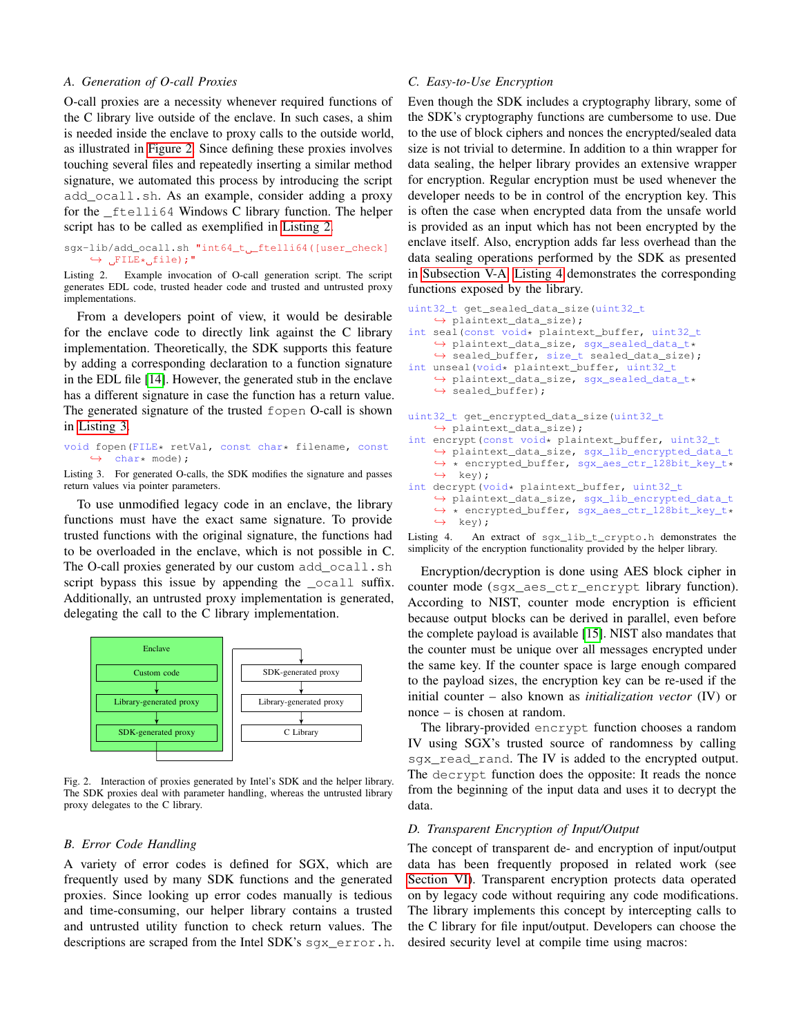### A. Generation of O-call Proxies

O-call proxies are a necessity whenever required functions of the C library live outside of the enclave. In such cases, a shim is needed inside the enclave to proxy calls to the outside world, as illustrated in Figure 2. Since defining these proxies involves touching several files and repeatedly inserting a similar method signature, we automated this process by introducing the script `add_ocall.sh`. As an example, consider adding a proxy for the `_ftelli64` Windows C library function. The helper script has to be called as exemplified in Listing 2.

```
sgx-lib/add_ocall.sh "int64_t _ftelli64([user_check]
    FILE* file);"
```

Listing 2. Example invocation of O-call generation script. The script generates EDL code, trusted header code and trusted and untrusted proxy implementations.

From a developers point of view, it would be desirable for the enclave code to directly link against the C library implementation. Theoretically, the SDK supports this feature by adding a corresponding declaration to a function signature in the EDL file [14]. However, the generated stub in the enclave has a different signature in case the function has a return value. The generated signature of the trusted `fopen` O-call is shown in Listing 3.

```
void fopen(FILE* retVal, const char* filename, const
    char* mode);
```

Listing 3. For generated O-calls, the SDK modifies the signature and passes return values via pointer parameters.

To use unmodified legacy code in an enclave, the library functions must have the exact same signature. To provide trusted functions with the original signature, the functions had to be overloaded in the enclave, which is not possible in C. The O-call proxies generated by our custom `add_ocall.sh` script bypass this issue by appending the `_ocall` suffix. Additionally, an untrusted proxy implementation is generated, delegating the call to the C library implementation.

Fig. 2. Interaction of proxies generated by Intel's SDK and the helper library. The SDK proxies deal with parameter handling, whereas the untrusted library proxy delegates to the C library.

### B. Error Code Handling

A variety of error codes is defined for SGX, which are frequently used by many SDK functions and the generated proxies. Since looking up error codes manually is tedious and time-consuming, our helper library contains a trusted and untrusted utility function to check return values. The descriptions are scraped from the Intel SDK's `sgx_error.h`.

### C. Easy-to-Use Encryption

Even though the SDK includes a cryptography library, some of the SDK's cryptography functions are cumbersome to use. Due to the use of block ciphers and nonces the encrypted/sealed data size is not trivial to determine. In addition to a thin wrapper for data sealing, the helper library provides an extensive wrapper for encryption. Regular encryption must be used whenever the developer needs to be in control of the encryption key. This is often the case when encrypted data from the unsafe world is provided as an input which has not been encrypted by the enclave itself. Also, encryption adds far less overhead than the data sealing operations performed by the SDK as presented in Subsection V-A. Listing 4 demonstrates the corresponding functions exposed by the library.

```
uint32_t get_sealed_data_size(uint32_t
    plaintext_data_size);
int seal(const void* plaintext_buffer, uint32_t
    plaintext_data_size, sgx_sealed_data_t*
    sealed_buffer, size_t sealed_data_size);
int unseal(void* plaintext_buffer, uint32_t
    plaintext_data_size, sgx_sealed_data_t*
    sealed_buffer);

uint32_t get_encrypted_data_size(uint32_t
    plaintext_data_size);
int encrypt(const void* plaintext_buffer, uint32_t
    plaintext_data_size, sgx_lib_encrypted_data_t
    * encrypted_buffer, sgx_aes_ctr_128bit_key_t*
    key);
int decrypt(void* plaintext_buffer, uint32_t
    plaintext_data_size, sgx_lib_encrypted_data_t
    * encrypted_buffer, sgx_aes_ctr_128bit_key_t*
    key);
```

Listing 4. An extract of `sgx_lib_t_crypto.h` demonstrates the simplicity of the encryption functionality provided by the helper library.

Encryption/decryption is done using AES block cipher in counter mode (`sgx_aes_ctr_encrypt` library function). According to NIST, counter mode encryption is efficient because output blocks can be derived in parallel, even before the complete payload is available [15]. NIST also mandates that the counter must be unique over all messages encrypted under the same key. If the counter space is large enough compared to the payload sizes, the encryption key can be re-used if the initial counter – also known as *initialization vector* (IV) or nonce – is chosen at random.

The library-provided `encrypt` function chooses a random IV using SGX's trusted source of randomness by calling `sgx_read_rand`. The IV is added to the encrypted output. The `decrypt` function does the opposite: It reads the nonce from the beginning of the input data and uses it to decrypt the data.

### D. Transparent Encryption of Input/Output

The concept of transparent de- and encryption of input/output data has been frequently proposed in related work (see Section VI). Transparent encryption protects data operated on by legacy code without requiring any code modifications. The library implements this concept by intercepting calls to the C library for file input/output. Developers can choose the desired security level at compile time using macros: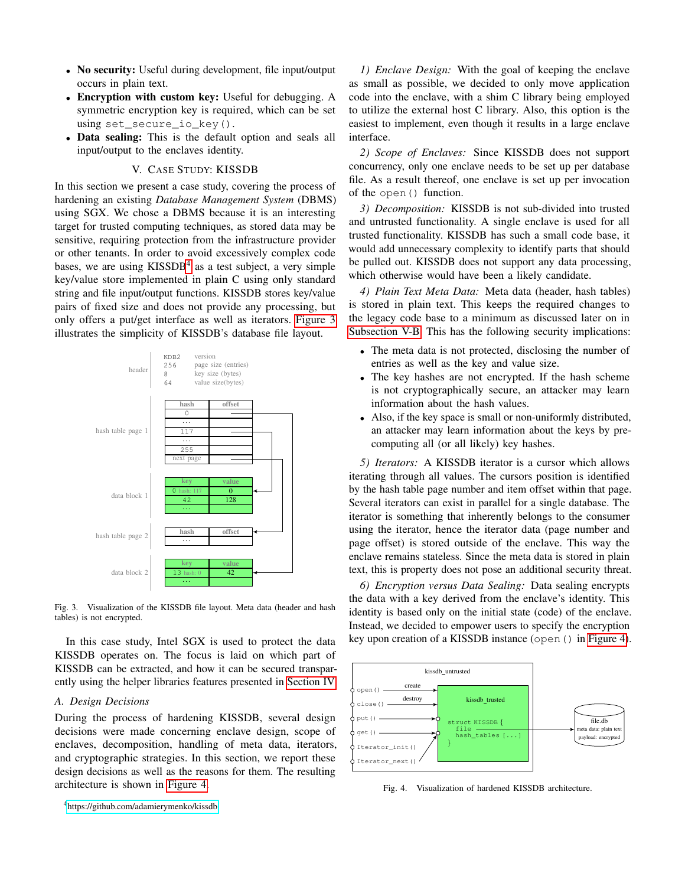- **No security:** Useful during development, file input/output occurs in plain text.
- **Encryption with custom key:** Useful for debugging. A symmetric encryption key is required, which can be set using `set_secure_io_key()`.
- **Data sealing:** This is the default option and seals all input/output to the enclaves identity.

## V. Case Study: KISSDB

In this section we present a case study, covering the process of hardening an existing *Database Management System* (DBMS) using SGX. We chose a DBMS because it is an interesting target for trusted computing techniques, as stored data may be sensitive, requiring protection from the infrastructure provider or other tenants. In order to avoid excessively complex code bases, we are using KISSDB[4] as a test subject, a very simple key/value store implemented in plain C using only standard string and file input/output functions. KISSDB stores key/value pairs of fixed size and does not provide any processing, but only offers a put/get interface as well as iterators. Figure 3 illustrates the simplicity of KISSDB's database file layout.

Fig. 3. Visualization of the KISSDB file layout. Meta data (header and hash tables) is not encrypted.

In this case study, Intel SGX is used to protect the data KISSDB operates on. The focus is laid on which part of KISSDB can be extracted, and how it can be secured transparently using the helper libraries features presented in Section IV.

### A. Design Decisions

During the process of hardening KISSDB, several design decisions were made concerning enclave design, scope of enclaves, decomposition, handling of meta data, iterators, and cryptographic strategies. In this section, we report these design decisions as well as the reasons for them. The resulting architecture is shown in Figure 4.

[4]https://github.com/adamierymenko/kissdb

*1) Enclave Design:* With the goal of keeping the enclave as small as possible, we decided to only move application code into the enclave, with a shim C library being employed to utilize the external host C library. Also, this option is the easiest to implement, even though it results in a large enclave interface.

*2) Scope of Enclaves:* Since KISSDB does not support concurrency, only one enclave needs to be set up per database file. As a result thereof, one enclave is set up per invocation of the `open()` function.

*3) Decomposition:* KISSDB is not sub-divided into trusted and untrusted functionality. A single enclave is used for all trusted functionality. KISSDB has such a small code base, it would add unnecessary complexity to identify parts that should be pulled out. KISSDB does not support any data processing, which otherwise would have been a likely candidate.

*4) Plain Text Meta Data:* Meta data (header, hash tables) is stored in plain text. This keeps the required changes to the legacy code base to a minimum as discussed later on in Subsection V-B. This has the following security implications:

- The meta data is not protected, disclosing the number of entries as well as the key and value size.
- The key hashes are not encrypted. If the hash scheme is not cryptographically secure, an attacker may learn information about the hash values.
- Also, if the key space is small or non-uniformly distributed, an attacker may learn information about the keys by pre-computing all (or all likely) key hashes.

*5) Iterators:* A KISSDB iterator is a cursor which allows iterating through all values. The cursors position is identified by the hash table page number and item offset within that page. Several iterators can exist in parallel for a single database. The iterator is something that inherently belongs to the consumer using the iterator, hence the iterator data (page number and page offset) is stored outside of the enclave. This way the enclave remains stateless. Since the meta data is stored in plain text, this is property does not pose an additional security threat.

*6) Encryption versus Data Sealing:* Data sealing encrypts the data using a key derived from the enclave's identity. This identity is based only on the initial state (code) of the enclave. Instead, we decided to empower users to specify the encryption key upon creation of a KISSDB instance (`open()` in Figure 4).

Fig. 4. Visualization of hardened KISSDB architecture.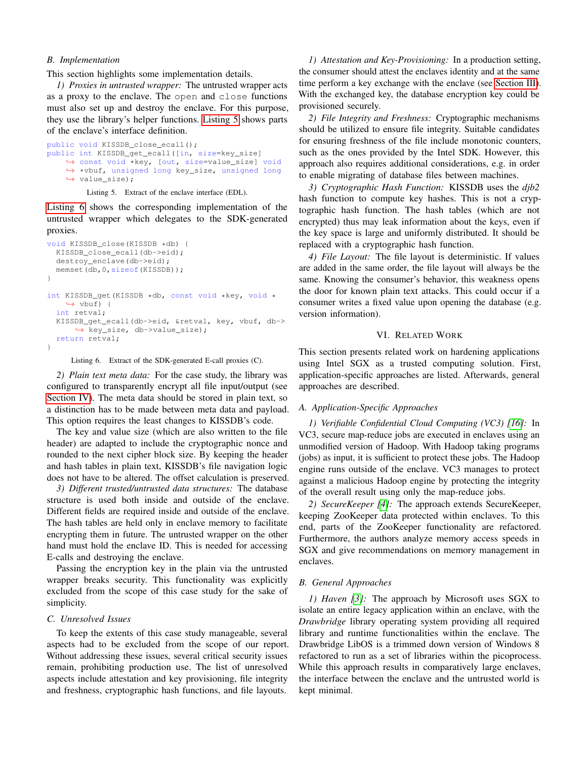### B. Implementation

This section highlights some implementation details.

*1) Proxies in untrusted wrapper:* The untrusted wrapper acts as a proxy to the enclave. The `open` and `close` functions must also set up and destroy the enclave. For this purpose, they use the library's helper functions. Listing 5 shows parts of the enclave's interface definition.

```
public void KISSDB_close_ecall();
public int KISSDB_get_ecall([in, size=key_size]
    ↪ const void *key, [out, size=value_size] void
    ↪ *vbuf, unsigned long key_size, unsigned long
    ↪ value_size);
```

Listing 5. Extract of the enclave interface (EDL).

Listing 6 shows the corresponding implementation of the untrusted wrapper which delegates to the SDK-generated proxies.

```
void KISSDB_close(KISSDB *db) {
  KISSDB_close_ecall(db->eid);
  destroy_enclave(db->eid);
  memset(db,0,sizeof(KISSDB));
}

int KISSDB_get(KISSDB *db, const void *key, void *
    ↪ vbuf) {
  int retval;
  KISSDB_get_ecall(db->eid, &retval, key, vbuf, db->
      ↪ key_size, db->value_size);
  return retval;
}
```

Listing 6. Extract of the SDK-generated E-call proxies (C).

*2) Plain text meta data:* For the case study, the library was configured to transparently encrypt all file input/output (see Section IV). The meta data should be stored in plain text, so a distinction has to be made between meta data and payload. This option requires the least changes to KISSDB's code.

The key and value size (which are also written to the file header) are adapted to include the cryptographic nonce and rounded to the next cipher block size. By keeping the header and hash tables in plain text, KISSDB's file navigation logic does not have to be altered. The offset calculation is preserved.

*3) Different trusted/untrusted data structures:* The database structure is used both inside and outside of the enclave. Different fields are required inside and outside of the enclave. The hash tables are held only in enclave memory to facilitate encrypting them in future. The untrusted wrapper on the other hand must hold the enclave ID. This is needed for accessing E-calls and destroying the enclave.

Passing the encryption key in the plain via the untrusted wrapper breaks security. This functionality was explicitly excluded from the scope of this case study for the sake of simplicity.

### C. Unresolved Issues

To keep the extents of this case study manageable, several aspects had to be excluded from the scope of our report. Without addressing these issues, several critical security issues remain, prohibiting production use. The list of unresolved aspects include attestation and key provisioning, file integrity and freshness, cryptographic hash functions, and file layouts.

*1) Attestation and Key-Provisioning:* In a production setting, the consumer should attest the enclaves identity and at the same time perform a key exchange with the enclave (see Section III). With the exchanged key, the database encryption key could be provisioned securely.

*2) File Integrity and Freshness:* Cryptographic mechanisms should be utilized to ensure file integrity. Suitable candidates for ensuring freshness of the file include monotonic counters, such as the ones provided by the Intel SDK. However, this approach also requires additional considerations, e.g. in order to enable migrating of database files between machines.

*3) Cryptographic Hash Function:* KISSDB uses the *djb2* hash function to compute key hashes. This is not a cryptographic hash function. The hash tables (which are not encrypted) thus may leak information about the keys, even if the key space is large and uniformly distributed. It should be replaced with a cryptographic hash function.

*4) File Layout:* The file layout is deterministic. If values are added in the same order, the file layout will always be the same. Knowing the consumer's behavior, this weakness opens the door for known plain text attacks. This could occur if a consumer writes a fixed value upon opening the database (e.g. version information).

## VI. Related Work

This section presents related work on hardening applications using Intel SGX as a trusted computing solution. First, application-specific approaches are listed. Afterwards, general approaches are described.

### A. Application-Specific Approaches

*1) Verifiable Confidential Cloud Computing (VC3) [16]:* In VC3, secure map-reduce jobs are executed in enclaves using an unmodified version of Hadoop. With Hadoop taking programs (jobs) as input, it is sufficient to protect these jobs. The Hadoop engine runs outside of the enclave. VC3 manages to protect against a malicious Hadoop engine by protecting the integrity of the overall result using only the map-reduce jobs.

*2) SecureKeeper [4]:* The approach extends SecureKeeper, keeping ZooKeeper data protected within enclaves. To this end, parts of the ZooKeeper functionality are refactored. Furthermore, the authors analyze memory access speeds in SGX and give recommendations on memory management in enclaves.

### B. General Approaches

*1) Haven [3]:* The approach by Microsoft uses SGX to isolate an entire legacy application within an enclave, with the *Drawbridge* library operating system providing all required library and runtime functionalities within the enclave. The Drawbridge LibOS is a trimmed down version of Windows 8 refactored to run as a set of libraries within the picoprocess. While this approach results in comparatively large enclaves, the interface between the enclave and the untrusted world is kept minimal.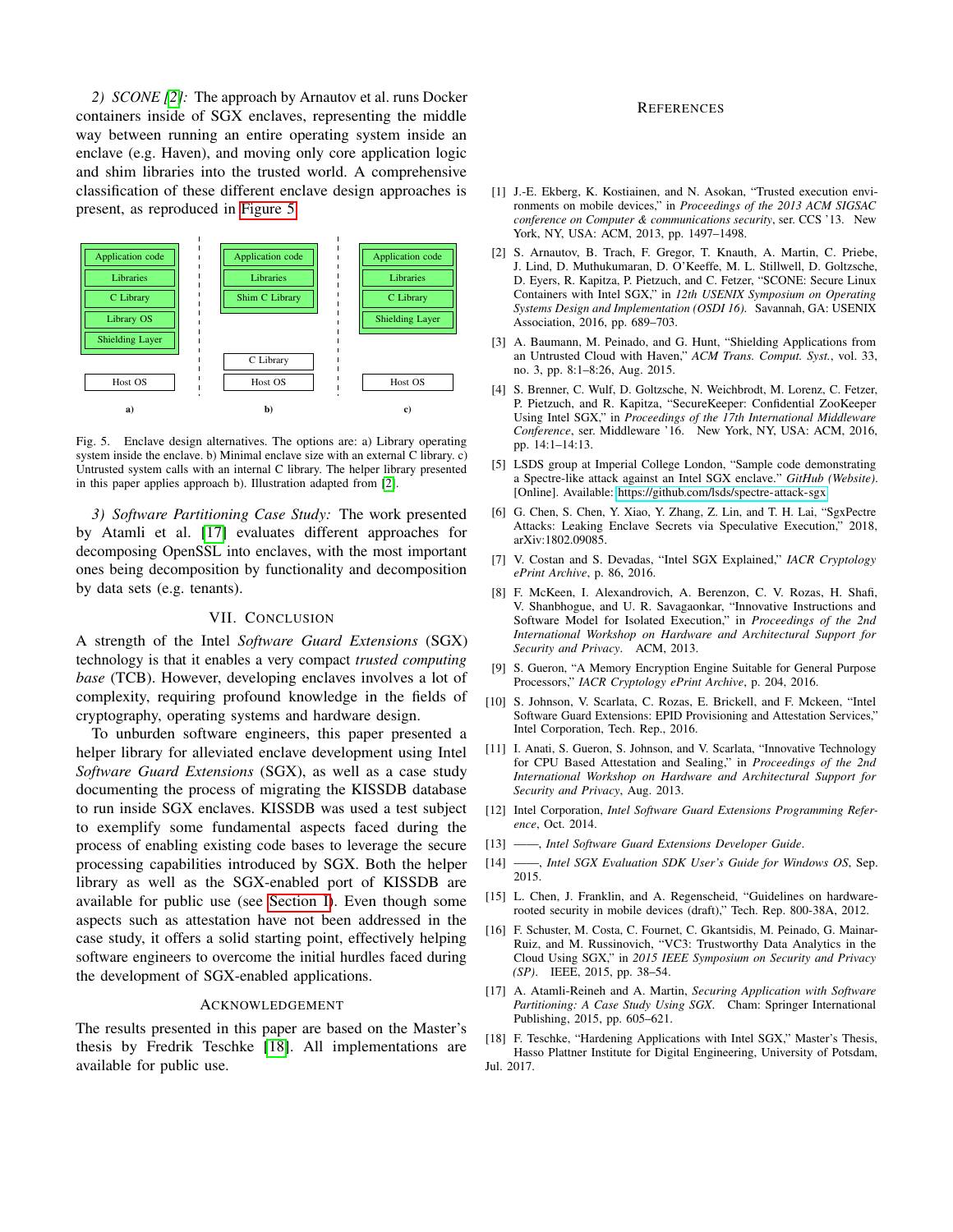*2) SCONE [2]:* The approach by Arnautov et al. runs Docker containers inside of SGX enclaves, representing the middle way between running an entire operating system inside an enclave (e.g. Haven), and moving only core application logic and shim libraries into the trusted world. A comprehensive classification of these different enclave design approaches is present, as reproduced in Figure 5.

Application code
Libraries
C Library
Library OS
Shielding Layer
Host OS
a)

Application code
Libraries
Shim C Library
C Library
Host OS
b)

Application code
Libraries
C Library
Shielding Layer
Host OS
c)

Fig. 5. Enclave design alternatives. The options are: a) Library operating system inside the enclave. b) Minimal enclave size with an external C library. c) Untrusted system calls with an internal C library. The helper library presented in this paper applies approach b). Illustration adapted from [2].

*3) Software Partitioning Case Study:* The work presented by Atamli et al. [17] evaluates different approaches for decomposing OpenSSL into enclaves, with the most important ones being decomposition by functionality and decomposition by data sets (e.g. tenants).

## VII. Conclusion

A strength of the Intel *Software Guard Extensions* (SGX) technology is that it enables a very compact *trusted computing base* (TCB). However, developing enclaves involves a lot of complexity, requiring profound knowledge in the fields of cryptography, operating systems and hardware design.

To unburden software engineers, this paper presented a helper library for alleviated enclave development using Intel *Software Guard Extensions* (SGX), as well as a case study documenting the process of migrating the KISSDB database to run inside SGX enclaves. KISSDB was used a test subject to exemplify some fundamental aspects faced during the process of enabling existing code bases to leverage the secure processing capabilities introduced by SGX. Both the helper library as well as the SGX-enabled port of KISSDB are available for public use (see Section I). Even though some aspects such as attestation have not been addressed in the case study, it offers a solid starting point, effectively helping software engineers to overcome the initial hurdles faced during the development of SGX-enabled applications.

## Acknowledgement

The results presented in this paper are based on the Master's thesis by Fredrik Teschke [18]. All implementations are available for public use.

## References

[1] J.-E. Ekberg, K. Kostiainen, and N. Asokan, "Trusted execution environments on mobile devices," in *Proceedings of the 2013 ACM SIGSAC conference on Computer & communications security*, ser. CCS '13. New York, NY, USA: ACM, 2013, pp. 1497–1498.

[2] S. Arnautov, B. Trach, F. Gregor, T. Knauth, A. Martin, C. Priebe, J. Lind, D. Muthukumaran, D. O'Keeffe, M. L. Stillwell, D. Goltzsche, D. Eyers, R. Kapitza, P. Pietzuch, and C. Fetzer, "SCONE: Secure Linux Containers with Intel SGX," in *12th USENIX Symposium on Operating Systems Design and Implementation (OSDI 16)*. Savannah, GA: USENIX Association, 2016, pp. 689–703.

[3] A. Baumann, M. Peinado, and G. Hunt, "Shielding Applications from an Untrusted Cloud with Haven," *ACM Trans. Comput. Syst.*, vol. 33, no. 3, pp. 8:1–8:26, Aug. 2015.

[4] S. Brenner, C. Wulf, D. Goltzsche, N. Weichbrodt, M. Lorenz, C. Fetzer, P. Pietzuch, and R. Kapitza, "SecureKeeper: Confidential ZooKeeper Using Intel SGX," in *Proceedings of the 17th International Middleware Conference*, ser. Middleware '16. New York, NY, USA: ACM, 2016, pp. 14:1–14:13.

[5] LSDS group at Imperial College London, "Sample code demonstrating a Spectre-like attack against an Intel SGX enclave." *GitHub (Website)*. [Online]. Available: https://github.com/lsds/spectre-attack-sgx

[6] G. Chen, S. Chen, Y. Xiao, Y. Zhang, Z. Lin, and T. H. Lai, "SgxPectre Attacks: Leaking Enclave Secrets via Speculative Execution," 2018, arXiv:1802.09085.

[7] V. Costan and S. Devadas, "Intel SGX Explained," *IACR Cryptology ePrint Archive*, p. 86, 2016.

[8] F. McKeen, I. Alexandrovich, A. Berenzon, C. V. Rozas, H. Shafi, V. Shanbhogue, and U. R. Savagaonkar, "Innovative Instructions and Software Model for Isolated Execution," in *Proceedings of the 2nd International Workshop on Hardware and Architectural Support for Security and Privacy*. ACM, 2013.

[9] S. Gueron, "A Memory Encryption Engine Suitable for General Purpose Processors," *IACR Cryptology ePrint Archive*, p. 204, 2016.

[10] S. Johnson, V. Scarlata, C. Rozas, E. Brickell, and F. Mckeen, "Intel Software Guard Extensions: EPID Provisioning and Attestation Services," Intel Corporation, Tech. Rep., 2016.

[11] I. Anati, S. Gueron, S. Johnson, and V. Scarlata, "Innovative Technology for CPU Based Attestation and Sealing," in *Proceedings of the 2nd International Workshop on Hardware and Architectural Support for Security and Privacy*, Aug. 2013.

[12] Intel Corporation, *Intel Software Guard Extensions Programming Reference*, Oct. 2014.

[13] ——, *Intel Software Guard Extensions Developer Guide*.

[14] ——, *Intel SGX Evaluation SDK User's Guide for Windows OS*, Sep. 2015.

[15] L. Chen, J. Franklin, and A. Regenscheid, "Guidelines on hardware-rooted security in mobile devices (draft)," Tech. Rep. 800-38A, 2012.

[16] F. Schuster, M. Costa, C. Fournet, C. Gkantsidis, M. Peinado, G. Mainar-Ruiz, and M. Russinovich, "VC3: Trustworthy Data Analytics in the Cloud Using SGX," in *2015 IEEE Symposium on Security and Privacy (SP)*. IEEE, 2015, pp. 38–54.

[17] A. Atamli-Reineh and A. Martin, *Securing Application with Software Partitioning: A Case Study Using SGX*. Cham: Springer International Publishing, 2015, pp. 605–621.

[18] F. Teschke, "Hardening Applications with Intel SGX," Master's Thesis, Hasso Plattner Institute for Digital Engineering, University of Potsdam, Jul. 2017.